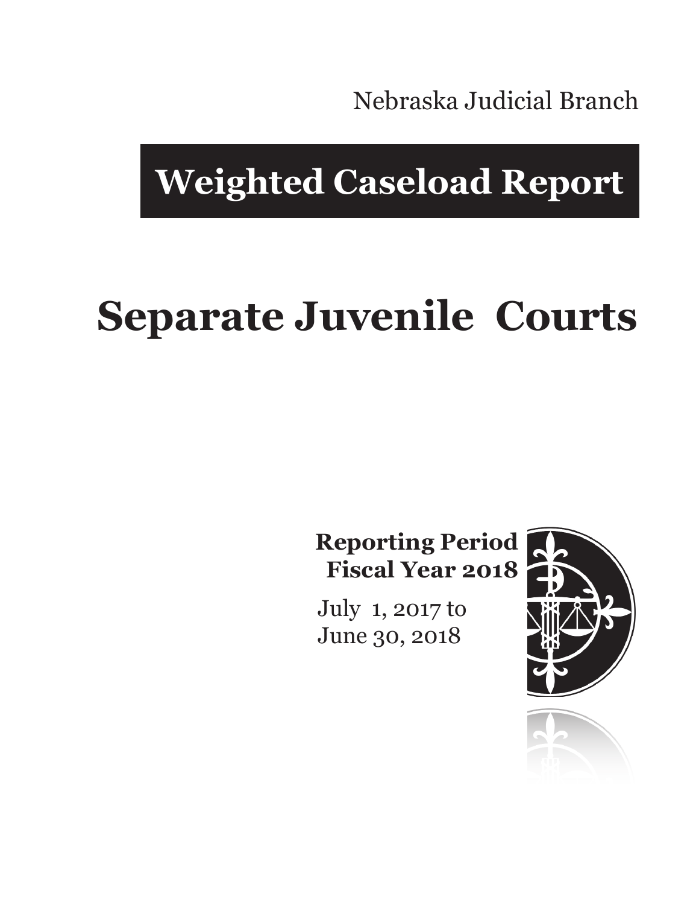Nebraska Judicial Branch

# Weighted Caseload Report

# Separate Juvenile Courts

**Reporting Period**
**Fiscal Year 2018**

July 1, 2017 to
June 30, 2018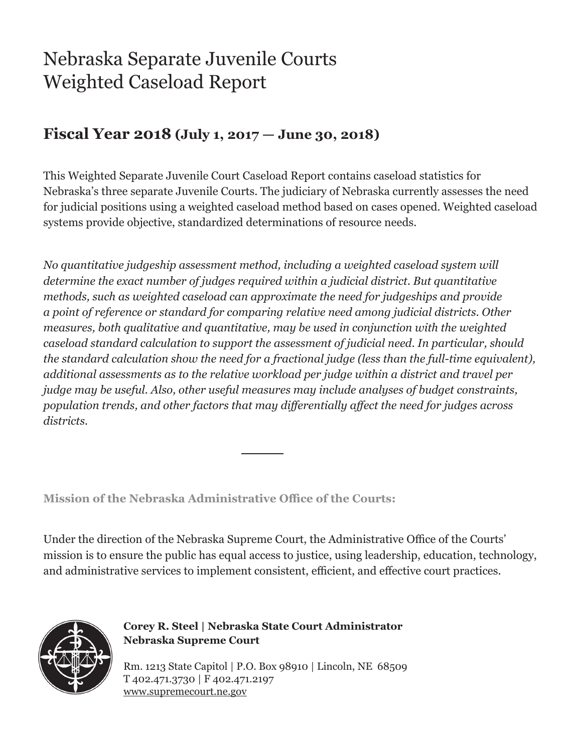# Nebraska Separate Juvenile Courts
# Weighted Caseload Report

## Fiscal Year 2018 (July 1, 2017 — June 30, 2018)

This Weighted Separate Juvenile Court Caseload Report contains caseload statistics for Nebraska's three separate Juvenile Courts. The judiciary of Nebraska currently assesses the need for judicial positions using a weighted caseload method based on cases opened. Weighted caseload systems provide objective, standardized determinations of resource needs.

*No quantitative judgeship assessment method, including a weighted caseload system will determine the exact number of judges required within a judicial district. But quantitative methods, such as weighted caseload can approximate the need for judgeships and provide a point of reference or standard for comparing relative need among judicial districts. Other measures, both qualitative and quantitative, may be used in conjunction with the weighted caseload standard calculation to support the assessment of judicial need. In particular, should the standard calculation show the need for a fractional judge (less than the full-time equivalent), additional assessments as to the relative workload per judge within a district and travel per judge may be useful. Also, other useful measures may include analyses of budget constraints, population trends, and other factors that may differentially affect the need for judges across districts.*

---

**Mission of the Nebraska Administrative Office of the Courts:**

Under the direction of the Nebraska Supreme Court, the Administrative Office of the Courts' mission is to ensure the public has equal access to justice, using leadership, education, technology, and administrative services to implement consistent, efficient, and effective court practices.

**Corey R. Steel | Nebraska State Court Administrator**
**Nebraska Supreme Court**

Rm. 1213 State Capitol | P.O. Box 98910 | Lincoln, NE 68509
T 402.471.3730 | F 402.471.2197
www.supremecourt.ne.gov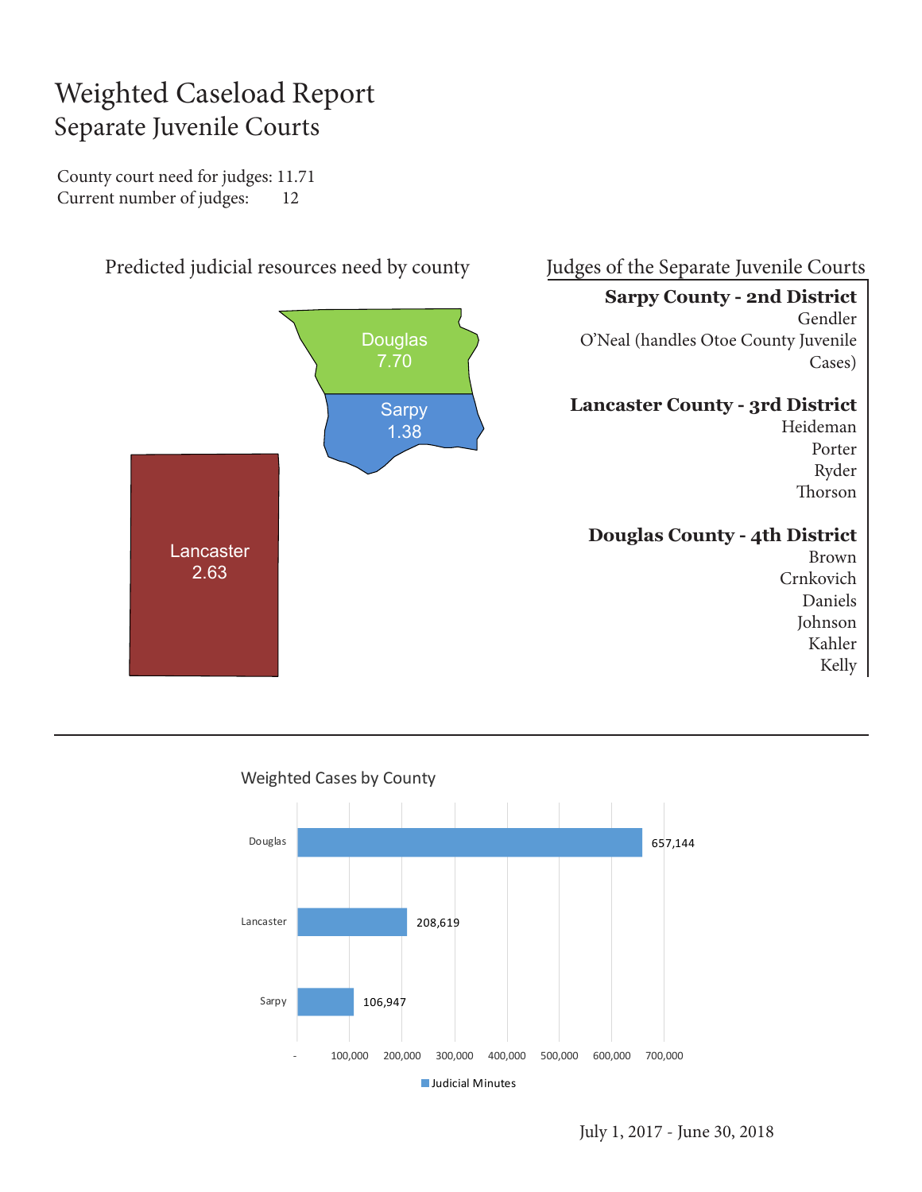# Weighted Caseload Report
## Separate Juvenile Courts

County court need for judges: 11.71
Current number of judges: 12

Predicted judicial resources need by county

Douglas
7.70

Sarpy
1.38

Lancaster
2.63

### Judges of the Separate Juvenile Courts

**Sarpy County - 2nd District**
Gendler
O'Neal (handles Otoe County Juvenile Cases)

**Lancaster County - 3rd District**
Heideman
Porter
Ryder
Thorson

**Douglas County - 4th District**
Brown
Crnkovich
Daniels
Johnson
Kahler
Kelly

---

Weighted Cases by County

Douglas 657,144
Lancaster 208,619
Sarpy 106,947

- 100,000 200,000 300,000 400,000 500,000 600,000 700,000

Judicial Minutes

July 1, 2017 - June 30, 2018